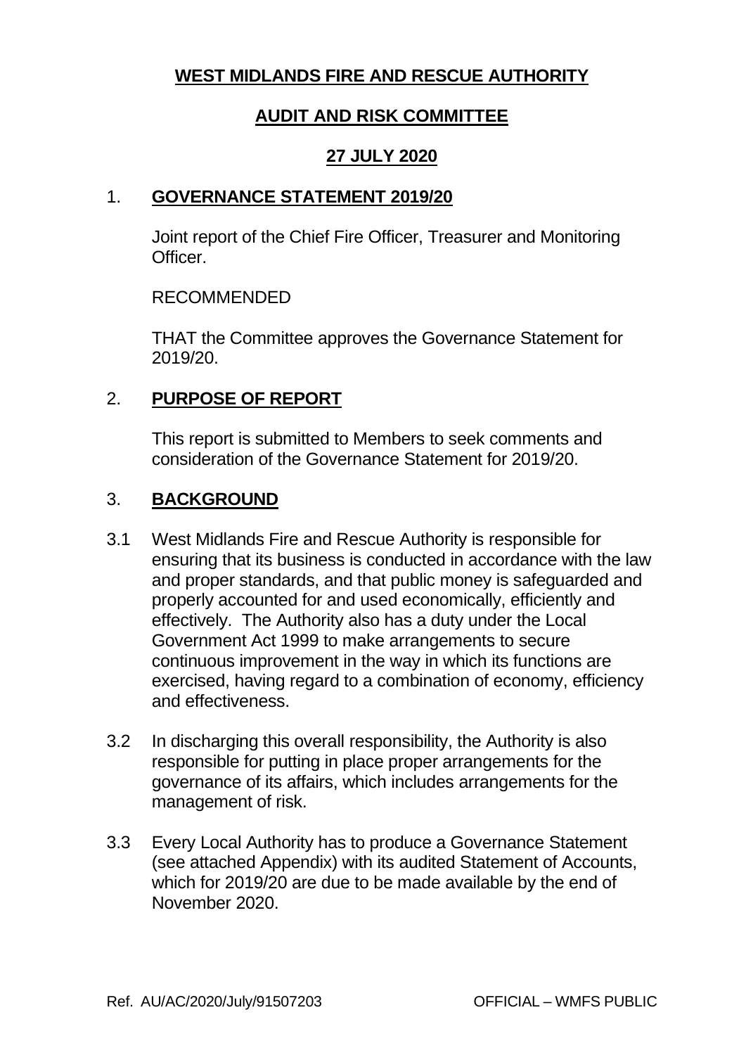# WEST MIDLANDS FIRE AND RESCUE AUTHORITY

## AUDIT AND RISK COMMITTEE

## 27 JULY 2020

## 1. GOVERNANCE STATEMENT 2019/20

Joint report of the Chief Fire Officer, Treasurer and Monitoring Officer.

RECOMMENDED

THAT the Committee approves the Governance Statement for 2019/20.

## 2. PURPOSE OF REPORT

This report is submitted to Members to seek comments and consideration of the Governance Statement for 2019/20.

## 3. BACKGROUND

3.1 West Midlands Fire and Rescue Authority is responsible for ensuring that its business is conducted in accordance with the law and proper standards, and that public money is safeguarded and properly accounted for and used economically, efficiently and effectively. The Authority also has a duty under the Local Government Act 1999 to make arrangements to secure continuous improvement in the way in which its functions are exercised, having regard to a combination of economy, efficiency and effectiveness.

3.2 In discharging this overall responsibility, the Authority is also responsible for putting in place proper arrangements for the governance of its affairs, which includes arrangements for the management of risk.

3.3 Every Local Authority has to produce a Governance Statement (see attached Appendix) with its audited Statement of Accounts, which for 2019/20 are due to be made available by the end of November 2020.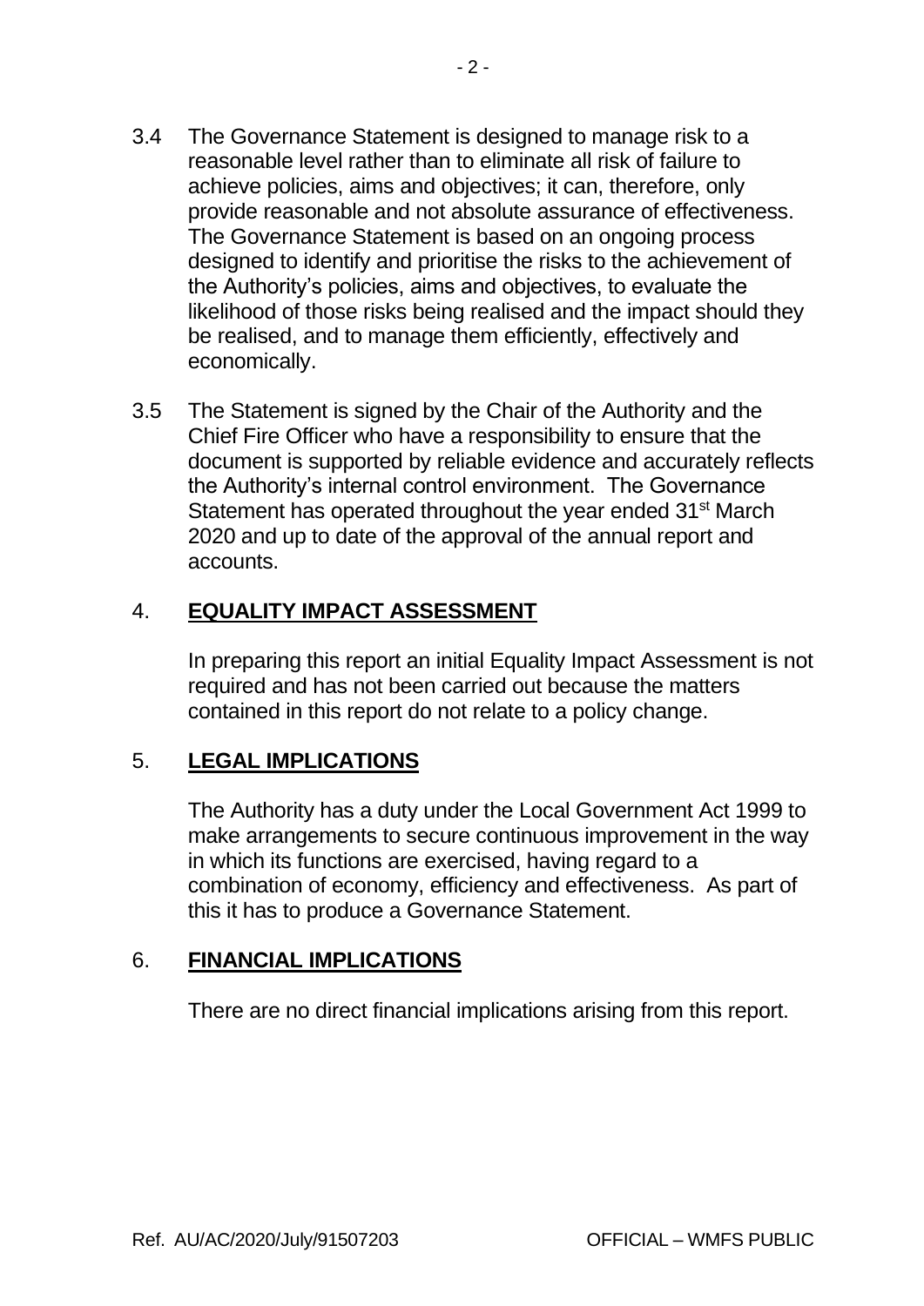3.4 The Governance Statement is designed to manage risk to a reasonable level rather than to eliminate all risk of failure to achieve policies, aims and objectives; it can, therefore, only provide reasonable and not absolute assurance of effectiveness. The Governance Statement is based on an ongoing process designed to identify and prioritise the risks to the achievement of the Authority's policies, aims and objectives, to evaluate the likelihood of those risks being realised and the impact should they be realised, and to manage them efficiently, effectively and economically.

3.5 The Statement is signed by the Chair of the Authority and the Chief Fire Officer who have a responsibility to ensure that the document is supported by reliable evidence and accurately reflects the Authority's internal control environment. The Governance Statement has operated throughout the year ended 31st March 2020 and up to date of the approval of the annual report and accounts.

## 4. EQUALITY IMPACT ASSESSMENT

In preparing this report an initial Equality Impact Assessment is not required and has not been carried out because the matters contained in this report do not relate to a policy change.

## 5. LEGAL IMPLICATIONS

The Authority has a duty under the Local Government Act 1999 to make arrangements to secure continuous improvement in the way in which its functions are exercised, having regard to a combination of economy, efficiency and effectiveness. As part of this it has to produce a Governance Statement.

## 6. FINANCIAL IMPLICATIONS

There are no direct financial implications arising from this report.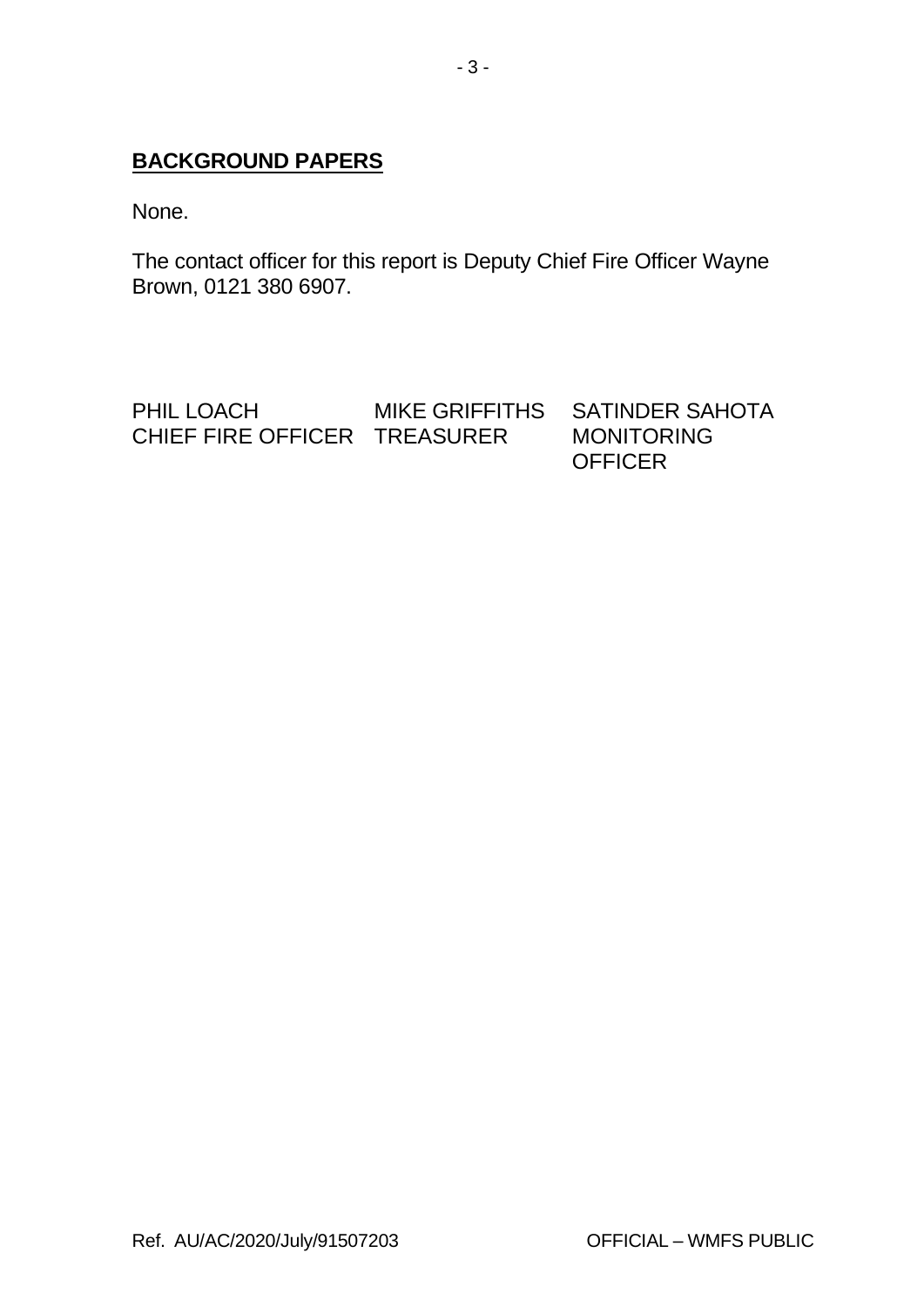## BACKGROUND PAPERS

None.

The contact officer for this report is Deputy Chief Fire Officer Wayne Brown, 0121 380 6907.

| | | |
|---|---|---|
| PHIL LOACH | MIKE GRIFFITHS | SATINDER SAHOTA |
| CHIEF FIRE OFFICER | TREASURER | MONITORING OFFICER |

Ref. AU/AC/2020/July/91507203 OFFICIAL – WMFS PUBLIC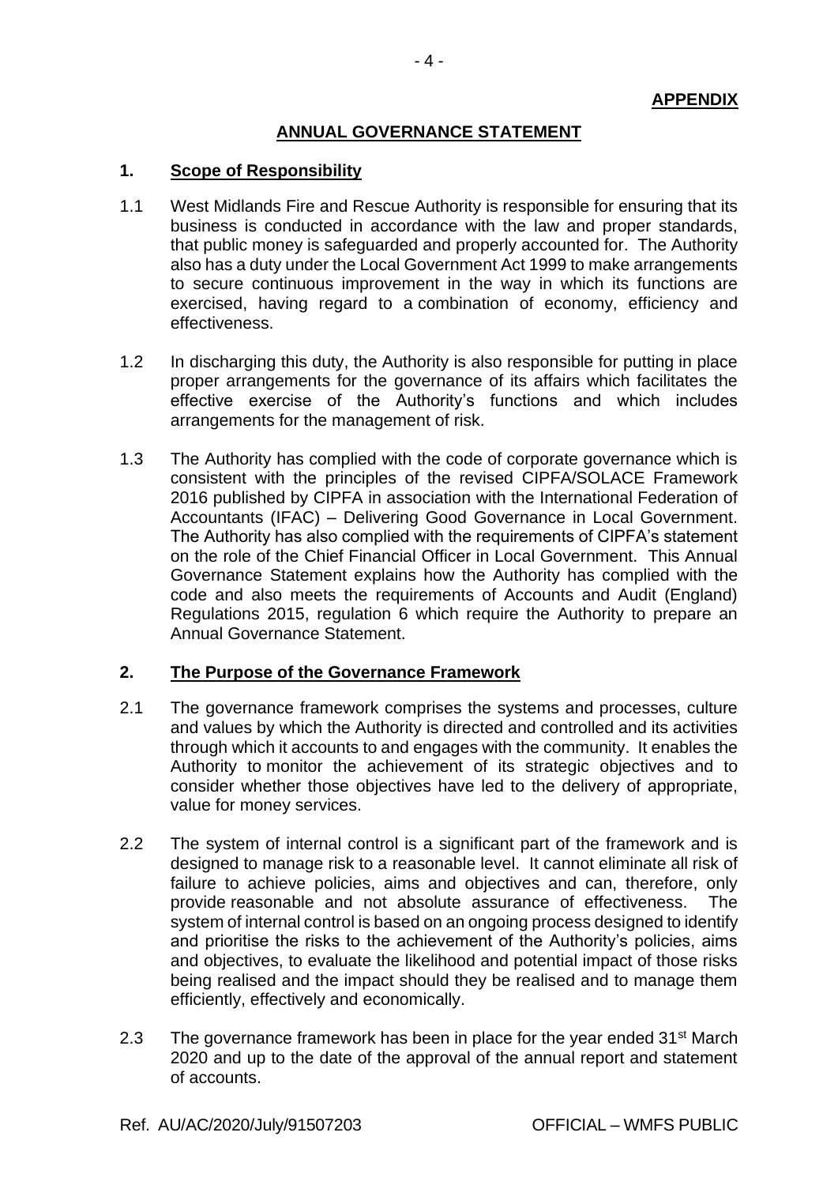**APPENDIX**

# ANNUAL GOVERNANCE STATEMENT

## 1. Scope of Responsibility

1.1 West Midlands Fire and Rescue Authority is responsible for ensuring that its business is conducted in accordance with the law and proper standards, that public money is safeguarded and properly accounted for. The Authority also has a duty under the Local Government Act 1999 to make arrangements to secure continuous improvement in the way in which its functions are exercised, having regard to a combination of economy, efficiency and effectiveness.

1.2 In discharging this duty, the Authority is also responsible for putting in place proper arrangements for the governance of its affairs which facilitates the effective exercise of the Authority's functions and which includes arrangements for the management of risk.

1.3 The Authority has complied with the code of corporate governance which is consistent with the principles of the revised CIPFA/SOLACE Framework 2016 published by CIPFA in association with the International Federation of Accountants (IFAC) – Delivering Good Governance in Local Government. The Authority has also complied with the requirements of CIPFA's statement on the role of the Chief Financial Officer in Local Government. This Annual Governance Statement explains how the Authority has complied with the code and also meets the requirements of Accounts and Audit (England) Regulations 2015, regulation 6 which require the Authority to prepare an Annual Governance Statement.

## 2. The Purpose of the Governance Framework

2.1 The governance framework comprises the systems and processes, culture and values by which the Authority is directed and controlled and its activities through which it accounts to and engages with the community. It enables the Authority to monitor the achievement of its strategic objectives and to consider whether those objectives have led to the delivery of appropriate, value for money services.

2.2 The system of internal control is a significant part of the framework and is designed to manage risk to a reasonable level. It cannot eliminate all risk of failure to achieve policies, aims and objectives and can, therefore, only provide reasonable and not absolute assurance of effectiveness. The system of internal control is based on an ongoing process designed to identify and prioritise the risks to the achievement of the Authority's policies, aims and objectives, to evaluate the likelihood and potential impact of those risks being realised and the impact should they be realised and to manage them efficiently, effectively and economically.

2.3 The governance framework has been in place for the year ended 31st March 2020 and up to the date of the approval of the annual report and statement of accounts.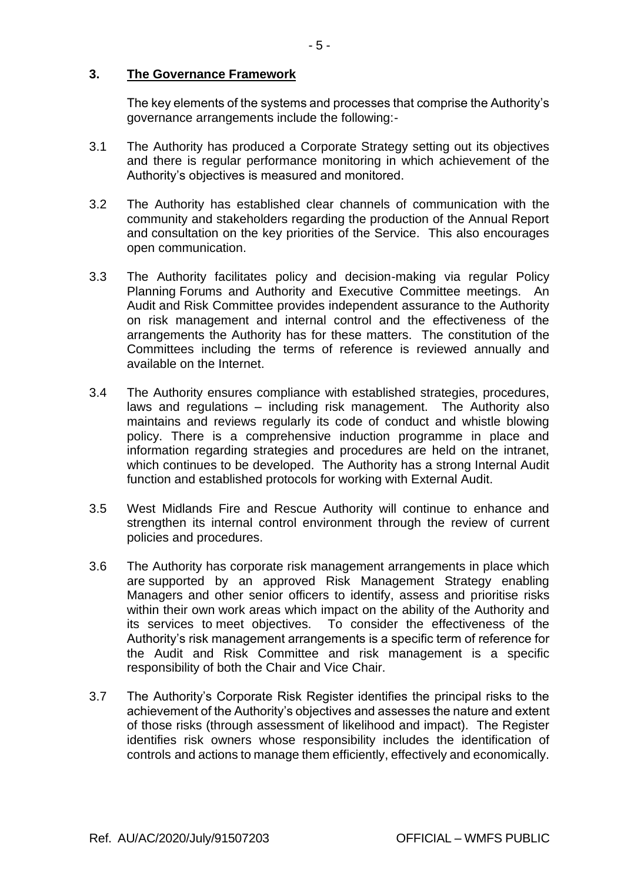## 3. The Governance Framework

The key elements of the systems and processes that comprise the Authority's governance arrangements include the following:-

3.1 The Authority has produced a Corporate Strategy setting out its objectives and there is regular performance monitoring in which achievement of the Authority's objectives is measured and monitored.

3.2 The Authority has established clear channels of communication with the community and stakeholders regarding the production of the Annual Report and consultation on the key priorities of the Service. This also encourages open communication.

3.3 The Authority facilitates policy and decision-making via regular Policy Planning Forums and Authority and Executive Committee meetings. An Audit and Risk Committee provides independent assurance to the Authority on risk management and internal control and the effectiveness of the arrangements the Authority has for these matters. The constitution of the Committees including the terms of reference is reviewed annually and available on the Internet.

3.4 The Authority ensures compliance with established strategies, procedures, laws and regulations – including risk management. The Authority also maintains and reviews regularly its code of conduct and whistle blowing policy. There is a comprehensive induction programme in place and information regarding strategies and procedures are held on the intranet, which continues to be developed. The Authority has a strong Internal Audit function and established protocols for working with External Audit.

3.5 West Midlands Fire and Rescue Authority will continue to enhance and strengthen its internal control environment through the review of current policies and procedures.

3.6 The Authority has corporate risk management arrangements in place which are supported by an approved Risk Management Strategy enabling Managers and other senior officers to identify, assess and prioritise risks within their own work areas which impact on the ability of the Authority and its services to meet objectives. To consider the effectiveness of the Authority's risk management arrangements is a specific term of reference for the Audit and Risk Committee and risk management is a specific responsibility of both the Chair and Vice Chair.

3.7 The Authority's Corporate Risk Register identifies the principal risks to the achievement of the Authority's objectives and assesses the nature and extent of those risks (through assessment of likelihood and impact). The Register identifies risk owners whose responsibility includes the identification of controls and actions to manage them efficiently, effectively and economically.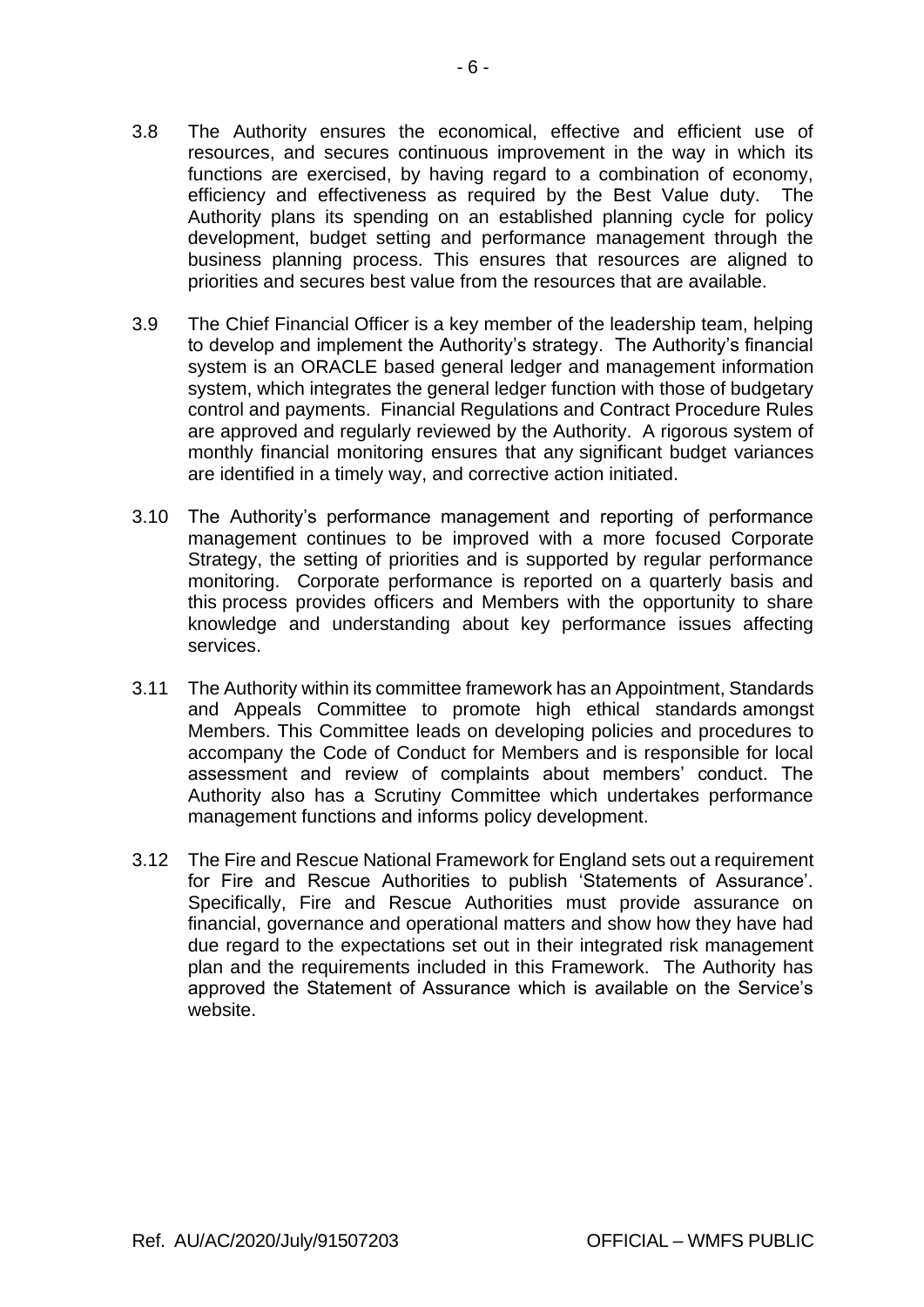3.8 The Authority ensures the economical, effective and efficient use of resources, and secures continuous improvement in the way in which its functions are exercised, by having regard to a combination of economy, efficiency and effectiveness as required by the Best Value duty. The Authority plans its spending on an established planning cycle for policy development, budget setting and performance management through the business planning process. This ensures that resources are aligned to priorities and secures best value from the resources that are available.

3.9 The Chief Financial Officer is a key member of the leadership team, helping to develop and implement the Authority's strategy. The Authority's financial system is an ORACLE based general ledger and management information system, which integrates the general ledger function with those of budgetary control and payments. Financial Regulations and Contract Procedure Rules are approved and regularly reviewed by the Authority. A rigorous system of monthly financial monitoring ensures that any significant budget variances are identified in a timely way, and corrective action initiated.

3.10 The Authority's performance management and reporting of performance management continues to be improved with a more focused Corporate Strategy, the setting of priorities and is supported by regular performance monitoring. Corporate performance is reported on a quarterly basis and this process provides officers and Members with the opportunity to share knowledge and understanding about key performance issues affecting services.

3.11 The Authority within its committee framework has an Appointment, Standards and Appeals Committee to promote high ethical standards amongst Members. This Committee leads on developing policies and procedures to accompany the Code of Conduct for Members and is responsible for local assessment and review of complaints about members' conduct. The Authority also has a Scrutiny Committee which undertakes performance management functions and informs policy development.

3.12 The Fire and Rescue National Framework for England sets out a requirement for Fire and Rescue Authorities to publish 'Statements of Assurance'. Specifically, Fire and Rescue Authorities must provide assurance on financial, governance and operational matters and show how they have had due regard to the expectations set out in their integrated risk management plan and the requirements included in this Framework. The Authority has approved the Statement of Assurance which is available on the Service's website.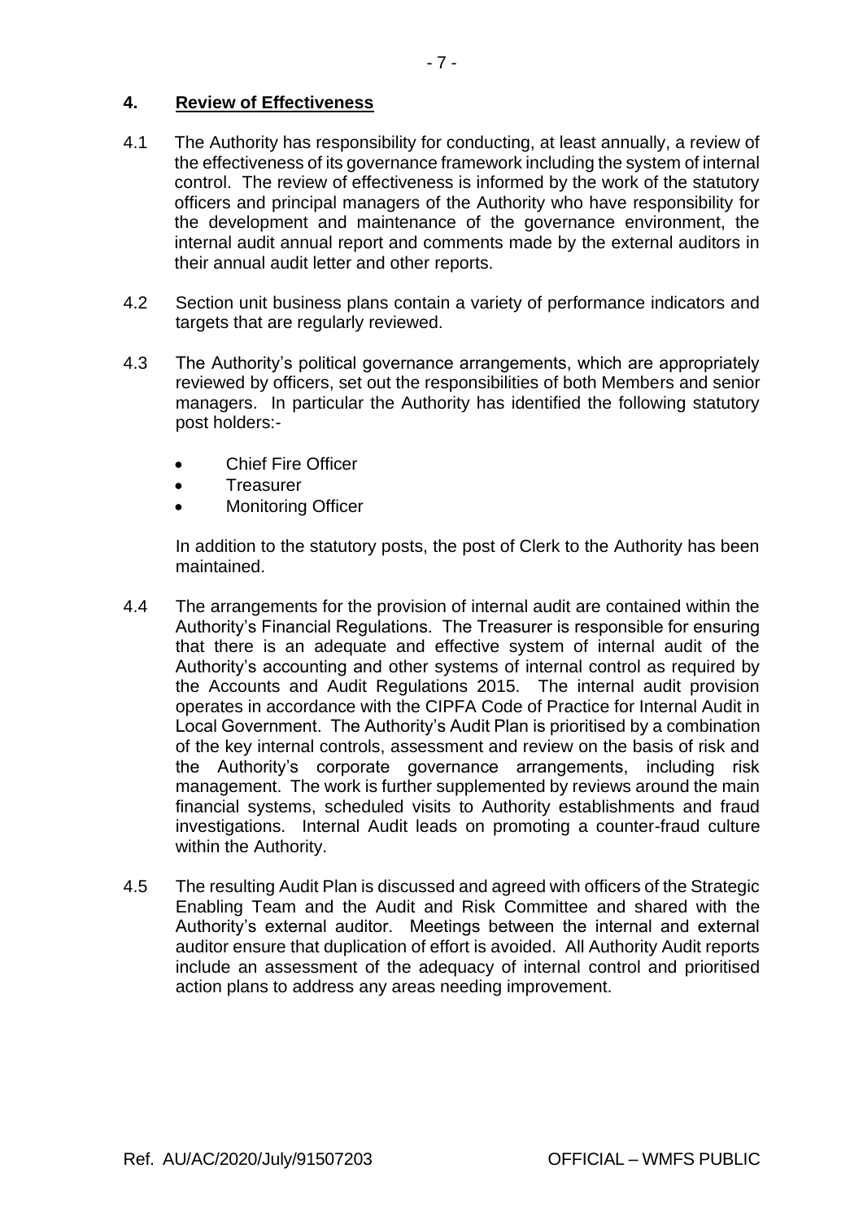## 4. Review of Effectiveness

4.1 The Authority has responsibility for conducting, at least annually, a review of the effectiveness of its governance framework including the system of internal control. The review of effectiveness is informed by the work of the statutory officers and principal managers of the Authority who have responsibility for the development and maintenance of the governance environment, the internal audit annual report and comments made by the external auditors in their annual audit letter and other reports.

4.2 Section unit business plans contain a variety of performance indicators and targets that are regularly reviewed.

4.3 The Authority's political governance arrangements, which are appropriately reviewed by officers, set out the responsibilities of both Members and senior managers. In particular the Authority has identified the following statutory post holders:-

- Chief Fire Officer
- Treasurer
- Monitoring Officer

In addition to the statutory posts, the post of Clerk to the Authority has been maintained.

4.4 The arrangements for the provision of internal audit are contained within the Authority's Financial Regulations. The Treasurer is responsible for ensuring that there is an adequate and effective system of internal audit of the Authority's accounting and other systems of internal control as required by the Accounts and Audit Regulations 2015. The internal audit provision operates in accordance with the CIPFA Code of Practice for Internal Audit in Local Government. The Authority's Audit Plan is prioritised by a combination of the key internal controls, assessment and review on the basis of risk and the Authority's corporate governance arrangements, including risk management. The work is further supplemented by reviews around the main financial systems, scheduled visits to Authority establishments and fraud investigations. Internal Audit leads on promoting a counter-fraud culture within the Authority.

4.5 The resulting Audit Plan is discussed and agreed with officers of the Strategic Enabling Team and the Audit and Risk Committee and shared with the Authority's external auditor. Meetings between the internal and external auditor ensure that duplication of effort is avoided. All Authority Audit reports include an assessment of the adequacy of internal control and prioritised action plans to address any areas needing improvement.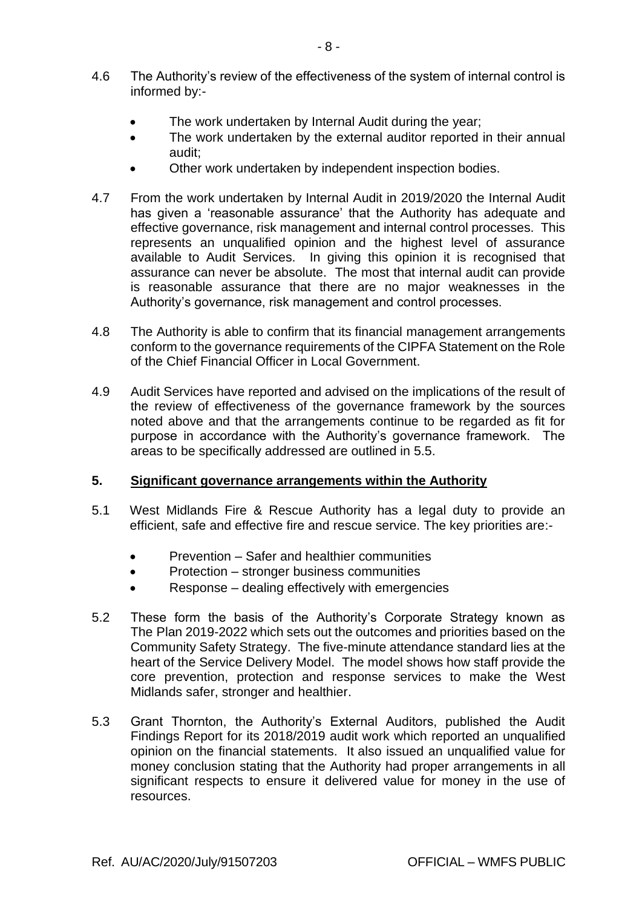4.6 The Authority's review of the effectiveness of the system of internal control is informed by:-

- The work undertaken by Internal Audit during the year;
- The work undertaken by the external auditor reported in their annual audit;
- Other work undertaken by independent inspection bodies.

4.7 From the work undertaken by Internal Audit in 2019/2020 the Internal Audit has given a 'reasonable assurance' that the Authority has adequate and effective governance, risk management and internal control processes. This represents an unqualified opinion and the highest level of assurance available to Audit Services. In giving this opinion it is recognised that assurance can never be absolute. The most that internal audit can provide is reasonable assurance that there are no major weaknesses in the Authority's governance, risk management and control processes.

4.8 The Authority is able to confirm that its financial management arrangements conform to the governance requirements of the CIPFA Statement on the Role of the Chief Financial Officer in Local Government.

4.9 Audit Services have reported and advised on the implications of the result of the review of effectiveness of the governance framework by the sources noted above and that the arrangements continue to be regarded as fit for purpose in accordance with the Authority's governance framework. The areas to be specifically addressed are outlined in 5.5.

## 5. Significant governance arrangements within the Authority

5.1 West Midlands Fire & Rescue Authority has a legal duty to provide an efficient, safe and effective fire and rescue service. The key priorities are:-

- Prevention – Safer and healthier communities
- Protection – stronger business communities
- Response – dealing effectively with emergencies

5.2 These form the basis of the Authority's Corporate Strategy known as The Plan 2019-2022 which sets out the outcomes and priorities based on the Community Safety Strategy. The five-minute attendance standard lies at the heart of the Service Delivery Model. The model shows how staff provide the core prevention, protection and response services to make the West Midlands safer, stronger and healthier.

5.3 Grant Thornton, the Authority's External Auditors, published the Audit Findings Report for its 2018/2019 audit work which reported an unqualified opinion on the financial statements. It also issued an unqualified value for money conclusion stating that the Authority had proper arrangements in all significant respects to ensure it delivered value for money in the use of resources.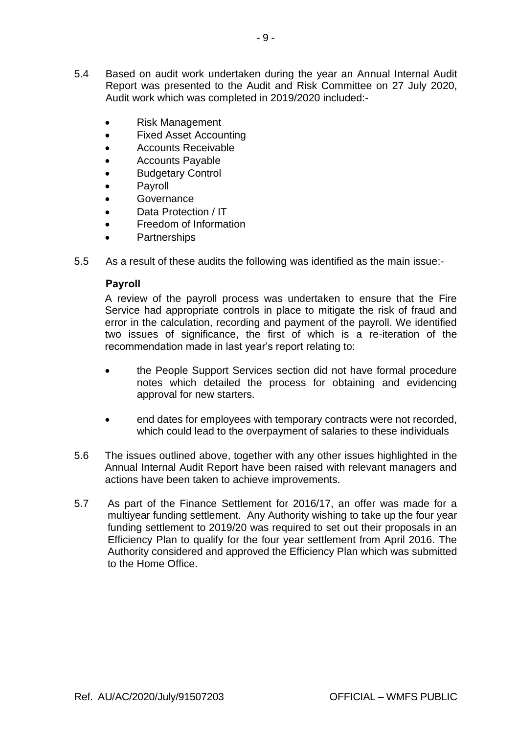5.4 Based on audit work undertaken during the year an Annual Internal Audit Report was presented to the Audit and Risk Committee on 27 July 2020, Audit work which was completed in 2019/2020 included:-

- Risk Management
- Fixed Asset Accounting
- Accounts Receivable
- Accounts Payable
- Budgetary Control
- Payroll
- Governance
- Data Protection / IT
- Freedom of Information
- Partnerships

5.5 As a result of these audits the following was identified as the main issue:-

**Payroll**

A review of the payroll process was undertaken to ensure that the Fire Service had appropriate controls in place to mitigate the risk of fraud and error in the calculation, recording and payment of the payroll. We identified two issues of significance, the first of which is a re-iteration of the recommendation made in last year's report relating to:

- the People Support Services section did not have formal procedure notes which detailed the process for obtaining and evidencing approval for new starters.

- end dates for employees with temporary contracts were not recorded, which could lead to the overpayment of salaries to these individuals

5.6 The issues outlined above, together with any other issues highlighted in the Annual Internal Audit Report have been raised with relevant managers and actions have been taken to achieve improvements.

5.7 As part of the Finance Settlement for 2016/17, an offer was made for a multiyear funding settlement. Any Authority wishing to take up the four year funding settlement to 2019/20 was required to set out their proposals in an Efficiency Plan to qualify for the four year settlement from April 2016. The Authority considered and approved the Efficiency Plan which was submitted to the Home Office.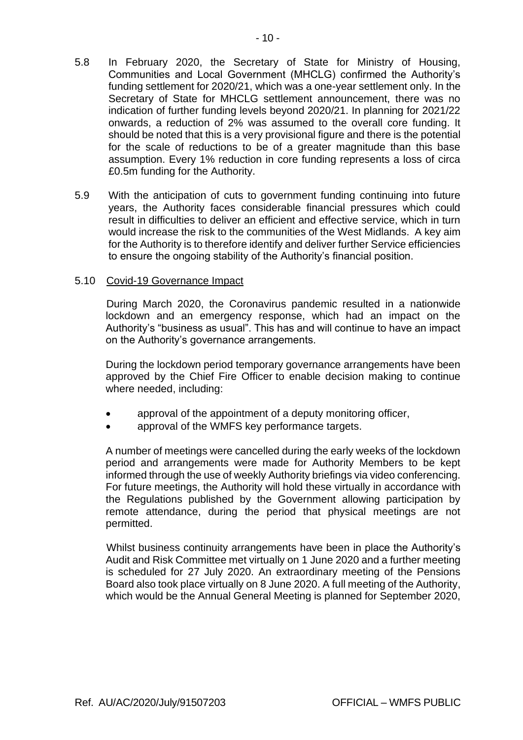5.8 In February 2020, the Secretary of State for Ministry of Housing, Communities and Local Government (MHCLG) confirmed the Authority's funding settlement for 2020/21, which was a one-year settlement only. In the Secretary of State for MHCLG settlement announcement, there was no indication of further funding levels beyond 2020/21. In planning for 2021/22 onwards, a reduction of 2% was assumed to the overall core funding. It should be noted that this is a very provisional figure and there is the potential for the scale of reductions to be of a greater magnitude than this base assumption. Every 1% reduction in core funding represents a loss of circa £0.5m funding for the Authority.

5.9 With the anticipation of cuts to government funding continuing into future years, the Authority faces considerable financial pressures which could result in difficulties to deliver an efficient and effective service, which in turn would increase the risk to the communities of the West Midlands. A key aim for the Authority is to therefore identify and deliver further Service efficiencies to ensure the ongoing stability of the Authority's financial position.

5.10 Covid-19 Governance Impact

During March 2020, the Coronavirus pandemic resulted in a nationwide lockdown and an emergency response, which had an impact on the Authority's "business as usual". This has and will continue to have an impact on the Authority's governance arrangements.

During the lockdown period temporary governance arrangements have been approved by the Chief Fire Officer to enable decision making to continue where needed, including:

- approval of the appointment of a deputy monitoring officer,
- approval of the WMFS key performance targets.

A number of meetings were cancelled during the early weeks of the lockdown period and arrangements were made for Authority Members to be kept informed through the use of weekly Authority briefings via video conferencing. For future meetings, the Authority will hold these virtually in accordance with the Regulations published by the Government allowing participation by remote attendance, during the period that physical meetings are not permitted.

Whilst business continuity arrangements have been in place the Authority's Audit and Risk Committee met virtually on 1 June 2020 and a further meeting is scheduled for 27 July 2020. An extraordinary meeting of the Pensions Board also took place virtually on 8 June 2020. A full meeting of the Authority, which would be the Annual General Meeting is planned for September 2020,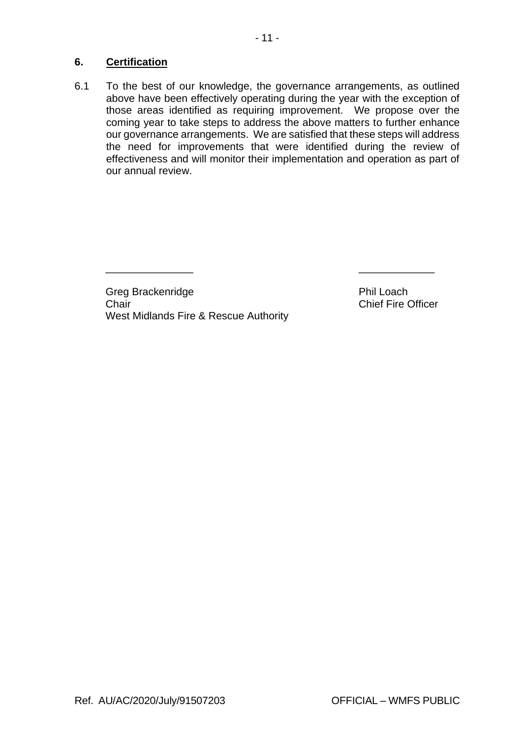## 6. Certification

6.1 To the best of our knowledge, the governance arrangements, as outlined above have been effectively operating during the year with the exception of those areas identified as requiring improvement. We propose over the coming year to take steps to address the above matters to further enhance our governance arrangements. We are satisfied that these steps will address the need for improvements that were identified during the review of effectiveness and will monitor their implementation and operation as part of our annual review.

_______________ _____________

Greg Brackenridge
Chair
West Midlands Fire & Rescue Authority

Phil Loach
Chief Fire Officer

Ref. AU/AC/2020/July/91507203 OFFICIAL – WMFS PUBLIC